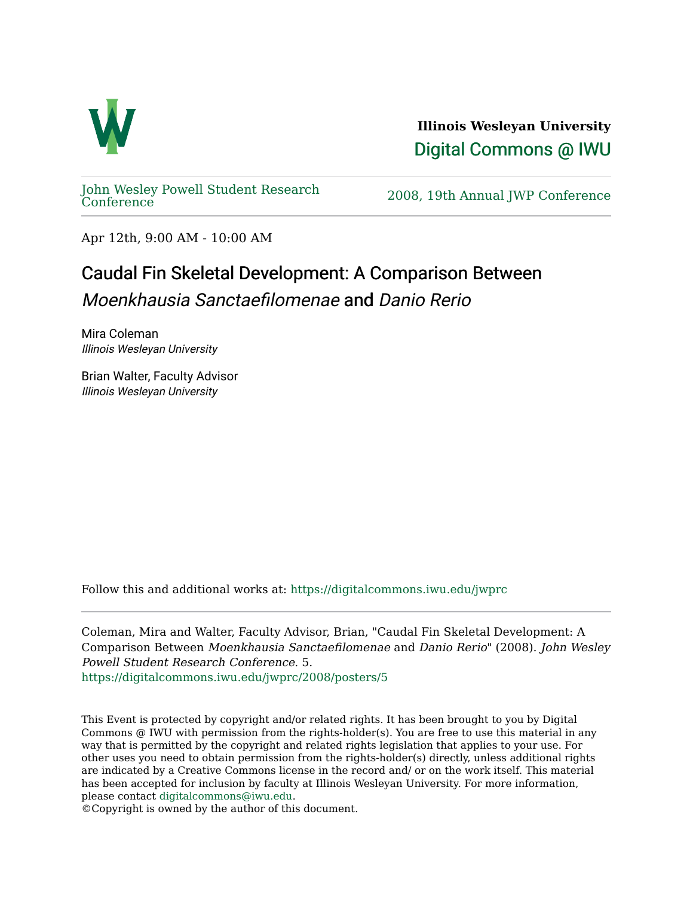**Illinois Wesleyan University**

Digital Commons @ IWU

John Wesley Powell Student Research Conference

2008, 19th Annual JWP Conference

Apr 12th, 9:00 AM - 10:00 AM

# Caudal Fin Skeletal Development: A Comparison Between *Moenkhausia Sanctaefilomenae* and *Danio Rerio*

Mira Coleman
*Illinois Wesleyan University*

Brian Walter, Faculty Advisor
*Illinois Wesleyan University*

Follow this and additional works at: https://digitalcommons.iwu.edu/jwprc

Coleman, Mira and Walter, Faculty Advisor, Brian, "Caudal Fin Skeletal Development: A Comparison Between *Moenkhausia Sanctaefilomenae* and *Danio Rerio*" (2008). *John Wesley Powell Student Research Conference*. 5.
https://digitalcommons.iwu.edu/jwprc/2008/posters/5

This Event is protected by copyright and/or related rights. It has been brought to you by Digital Commons @ IWU with permission from the rights-holder(s). You are free to use this material in any way that is permitted by the copyright and related rights legislation that applies to your use. For other uses you need to obtain permission from the rights-holder(s) directly, unless additional rights are indicated by a Creative Commons license in the record and/ or on the work itself. This material has been accepted for inclusion by faculty at Illinois Wesleyan University. For more information, please contact digitalcommons@iwu.edu.
©Copyright is owned by the author of this document.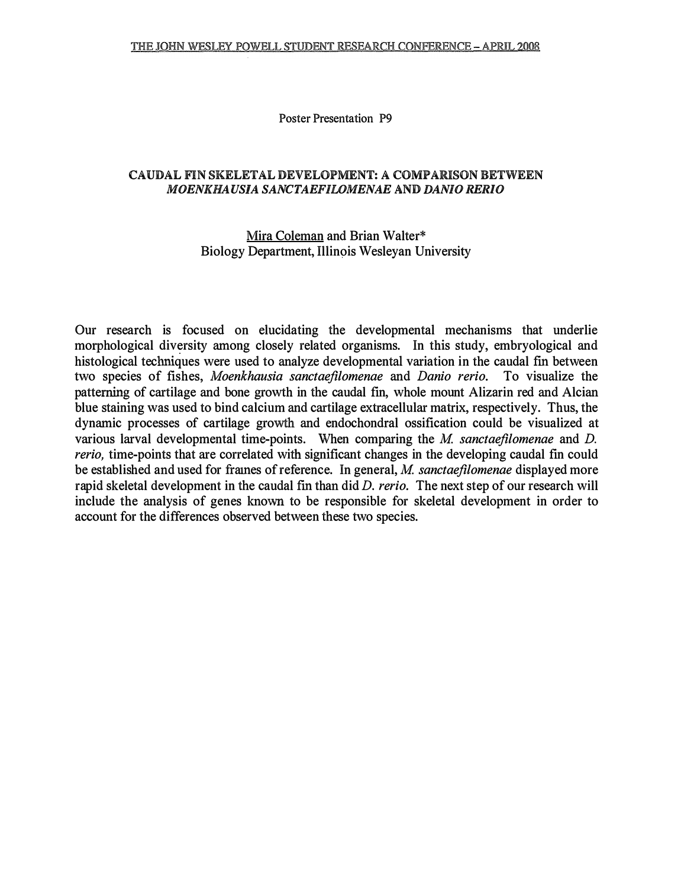Poster Presentation P9

## CAUDAL FIN SKELETAL DEVELOPMENT: A COMPARISON BETWEEN *MOENKHAUSIA SANCTAEFILOMENAE* AND *DANIO RERIO*

Mira Coleman and Brian Walter*
Biology Department, Illinois Wesleyan University

Our research is focused on elucidating the developmental mechanisms that underlie morphological diversity among closely related organisms. In this study, embryological and histological techniques were used to analyze developmental variation in the caudal fin between two species of fishes, *Moenkhausia sanctaefilomenae* and *Danio rerio*. To visualize the patterning of cartilage and bone growth in the caudal fin, whole mount Alizarin red and Alcian blue staining was used to bind calcium and cartilage extracellular matrix, respectively. Thus, the dynamic processes of cartilage growth and endochondral ossification could be visualized at various larval developmental time-points. When comparing the *M. sanctaefilomenae* and *D. rerio,* time-points that are correlated with significant changes in the developing caudal fin could be established and used for frames of reference. In general, *M. sanctaefilomenae* displayed more rapid skeletal development in the caudal fin than did *D. rerio*. The next step of our research will include the analysis of genes known to be responsible for skeletal development in order to account for the differences observed between these two species.